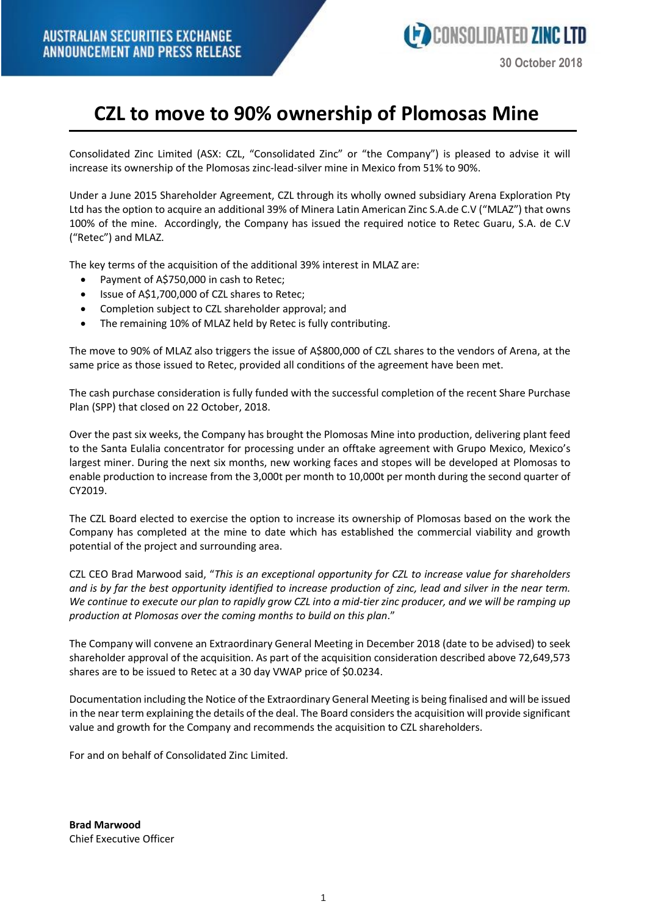AUSTRALIAN SECURITIES EXCHANGE
ANNOUNCEMENT AND PRESS RELEASE

CONSOLIDATED ZINC LTD

30 October 2018

# CZL to move to 90% ownership of Plomosas Mine

Consolidated Zinc Limited (ASX: CZL, "Consolidated Zinc" or "the Company") is pleased to advise it will increase its ownership of the Plomosas zinc-lead-silver mine in Mexico from 51% to 90%.

Under a June 2015 Shareholder Agreement, CZL through its wholly owned subsidiary Arena Exploration Pty Ltd has the option to acquire an additional 39% of Minera Latin American Zinc S.A.de C.V ("MLAZ") that owns 100% of the mine. Accordingly, the Company has issued the required notice to Retec Guaru, S.A. de C.V ("Retec") and MLAZ.

The key terms of the acquisition of the additional 39% interest in MLAZ are:

- Payment of A$750,000 in cash to Retec;
- Issue of A$1,700,000 of CZL shares to Retec;
- Completion subject to CZL shareholder approval; and
- The remaining 10% of MLAZ held by Retec is fully contributing.

The move to 90% of MLAZ also triggers the issue of A$800,000 of CZL shares to the vendors of Arena, at the same price as those issued to Retec, provided all conditions of the agreement have been met.

The cash purchase consideration is fully funded with the successful completion of the recent Share Purchase Plan (SPP) that closed on 22 October, 2018.

Over the past six weeks, the Company has brought the Plomosas Mine into production, delivering plant feed to the Santa Eulalia concentrator for processing under an offtake agreement with Grupo Mexico, Mexico's largest miner. During the next six months, new working faces and stopes will be developed at Plomosas to enable production to increase from the 3,000t per month to 10,000t per month during the second quarter of CY2019.

The CZL Board elected to exercise the option to increase its ownership of Plomosas based on the work the Company has completed at the mine to date which has established the commercial viability and growth potential of the project and surrounding area.

CZL CEO Brad Marwood said, "*This is an exceptional opportunity for CZL to increase value for shareholders and is by far the best opportunity identified to increase production of zinc, lead and silver in the near term. We continue to execute our plan to rapidly grow CZL into a mid-tier zinc producer, and we will be ramping up production at Plomosas over the coming months to build on this plan*."

The Company will convene an Extraordinary General Meeting in December 2018 (date to be advised) to seek shareholder approval of the acquisition. As part of the acquisition consideration described above 72,649,573 shares are to be issued to Retec at a 30 day VWAP price of $0.0234.

Documentation including the Notice of the Extraordinary General Meeting is being finalised and will be issued in the near term explaining the details of the deal. The Board considers the acquisition will provide significant value and growth for the Company and recommends the acquisition to CZL shareholders.

For and on behalf of Consolidated Zinc Limited.

**Brad Marwood**
Chief Executive Officer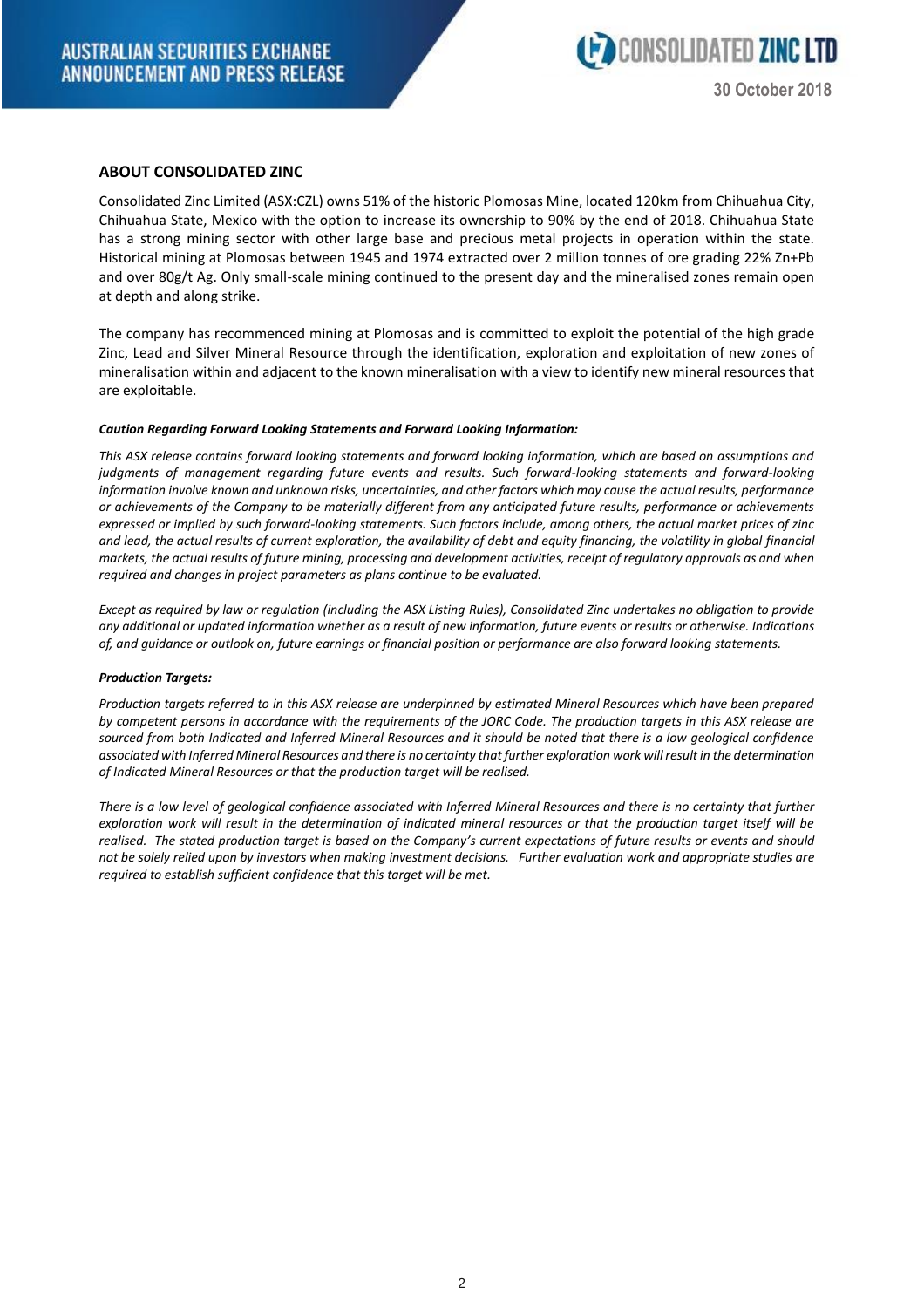## ABOUT CONSOLIDATED ZINC

Consolidated Zinc Limited (ASX:CZL) owns 51% of the historic Plomosas Mine, located 120km from Chihuahua City, Chihuahua State, Mexico with the option to increase its ownership to 90% by the end of 2018. Chihuahua State has a strong mining sector with other large base and precious metal projects in operation within the state. Historical mining at Plomosas between 1945 and 1974 extracted over 2 million tonnes of ore grading 22% Zn+Pb and over 80g/t Ag. Only small-scale mining continued to the present day and the mineralised zones remain open at depth and along strike.

The company has recommenced mining at Plomosas and is committed to exploit the potential of the high grade Zinc, Lead and Silver Mineral Resource through the identification, exploration and exploitation of new zones of mineralisation within and adjacent to the known mineralisation with a view to identify new mineral resources that are exploitable.

***Caution Regarding Forward Looking Statements and Forward Looking Information:***

*This ASX release contains forward looking statements and forward looking information, which are based on assumptions and judgments of management regarding future events and results. Such forward-looking statements and forward-looking information involve known and unknown risks, uncertainties, and other factors which may cause the actual results, performance or achievements of the Company to be materially different from any anticipated future results, performance or achievements expressed or implied by such forward-looking statements. Such factors include, among others, the actual market prices of zinc and lead, the actual results of current exploration, the availability of debt and equity financing, the volatility in global financial markets, the actual results of future mining, processing and development activities, receipt of regulatory approvals as and when required and changes in project parameters as plans continue to be evaluated.*

*Except as required by law or regulation (including the ASX Listing Rules), Consolidated Zinc undertakes no obligation to provide any additional or updated information whether as a result of new information, future events or results or otherwise. Indications of, and guidance or outlook on, future earnings or financial position or performance are also forward looking statements.*

***Production Targets:***

*Production targets referred to in this ASX release are underpinned by estimated Mineral Resources which have been prepared by competent persons in accordance with the requirements of the JORC Code. The production targets in this ASX release are sourced from both Indicated and Inferred Mineral Resources and it should be noted that there is a low geological confidence associated with Inferred Mineral Resources and there is no certainty that further exploration work will result in the determination of Indicated Mineral Resources or that the production target will be realised.*

*There is a low level of geological confidence associated with Inferred Mineral Resources and there is no certainty that further exploration work will result in the determination of indicated mineral resources or that the production target itself will be realised. The stated production target is based on the Company's current expectations of future results or events and should not be solely relied upon by investors when making investment decisions. Further evaluation work and appropriate studies are required to establish sufficient confidence that this target will be met.*